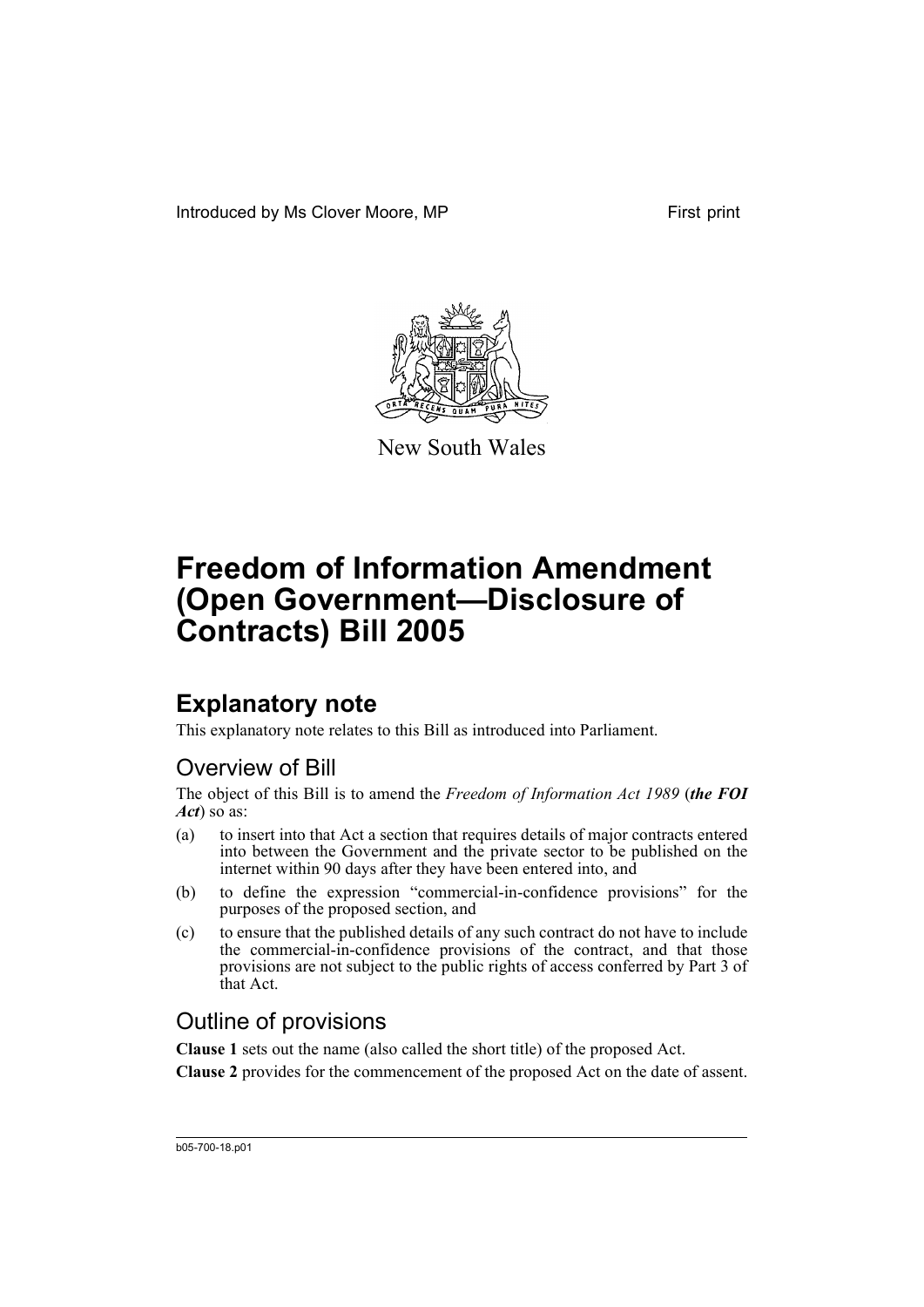Introduced by Ms Clover Moore, MP

First print

New South Wales

# Freedom of Information Amendment (Open Government—Disclosure of Contracts) Bill 2005

## Explanatory note

This explanatory note relates to this Bill as introduced into Parliament.

### Overview of Bill

The object of this Bill is to amend the *Freedom of Information Act 1989* (***the FOI Act***) so as:

(a) to insert into that Act a section that requires details of major contracts entered into between the Government and the private sector to be published on the internet within 90 days after they have been entered into, and

(b) to define the expression "commercial-in-confidence provisions" for the purposes of the proposed section, and

(c) to ensure that the published details of any such contract do not have to include the commercial-in-confidence provisions of the contract, and that those provisions are not subject to the public rights of access conferred by Part 3 of that Act.

### Outline of provisions

**Clause 1** sets out the name (also called the short title) of the proposed Act.

**Clause 2** provides for the commencement of the proposed Act on the date of assent.

b05-700-18.p01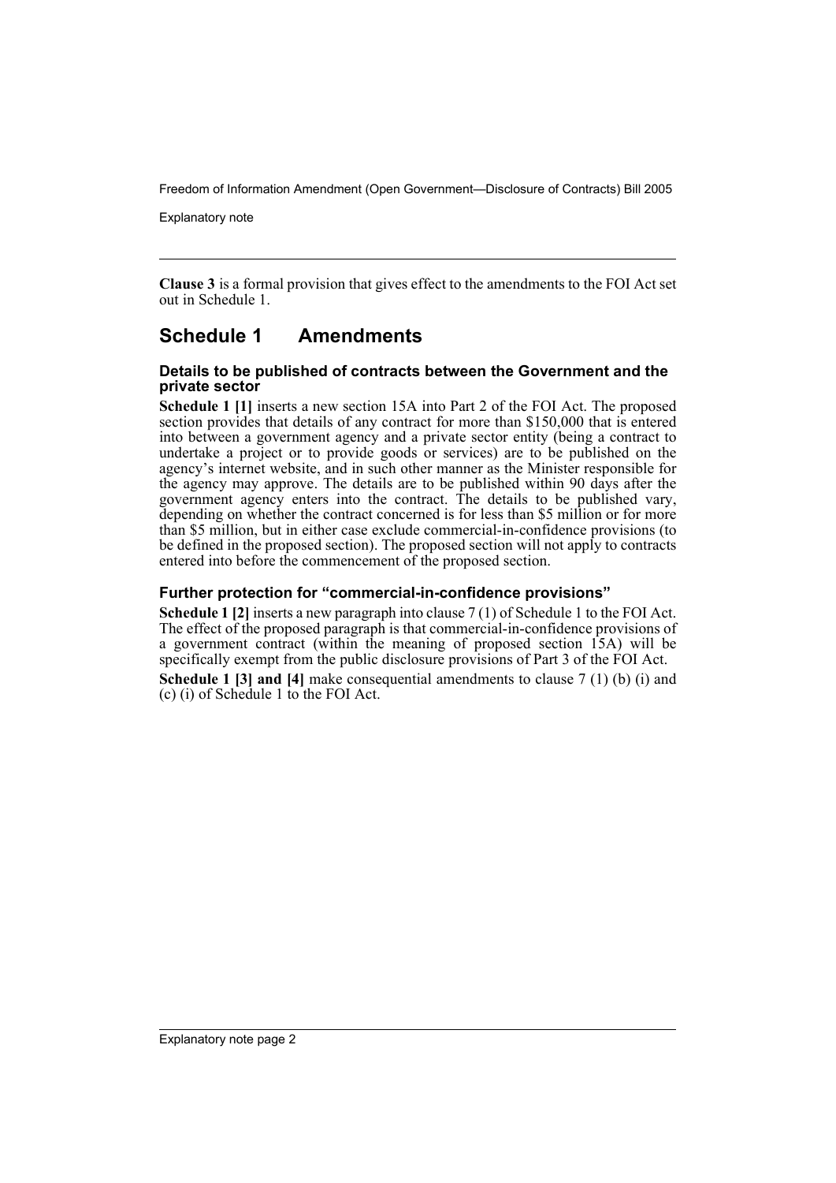**Clause 3** is a formal provision that gives effect to the amendments to the FOI Act set out in Schedule 1.

## Schedule 1 Amendments

### Details to be published of contracts between the Government and the private sector

**Schedule 1 [1]** inserts a new section 15A into Part 2 of the FOI Act. The proposed section provides that details of any contract for more than $150,000 that is entered into between a government agency and a private sector entity (being a contract to undertake a project or to provide goods or services) are to be published on the agency's internet website, and in such other manner as the Minister responsible for the agency may approve. The details are to be published within 90 days after the government agency enters into the contract. The details to be published vary, depending on whether the contract concerned is for less than $5 million or for more than $5 million, but in either case exclude commercial-in-confidence provisions (to be defined in the proposed section). The proposed section will not apply to contracts entered into before the commencement of the proposed section.

### Further protection for "commercial-in-confidence provisions"

**Schedule 1 [2]** inserts a new paragraph into clause 7 (1) of Schedule 1 to the FOI Act. The effect of the proposed paragraph is that commercial-in-confidence provisions of a government contract (within the meaning of proposed section 15A) will be specifically exempt from the public disclosure provisions of Part 3 of the FOI Act.

**Schedule 1 [3] and [4]** make consequential amendments to clause 7 (1) (b) (i) and (c) (i) of Schedule 1 to the FOI Act.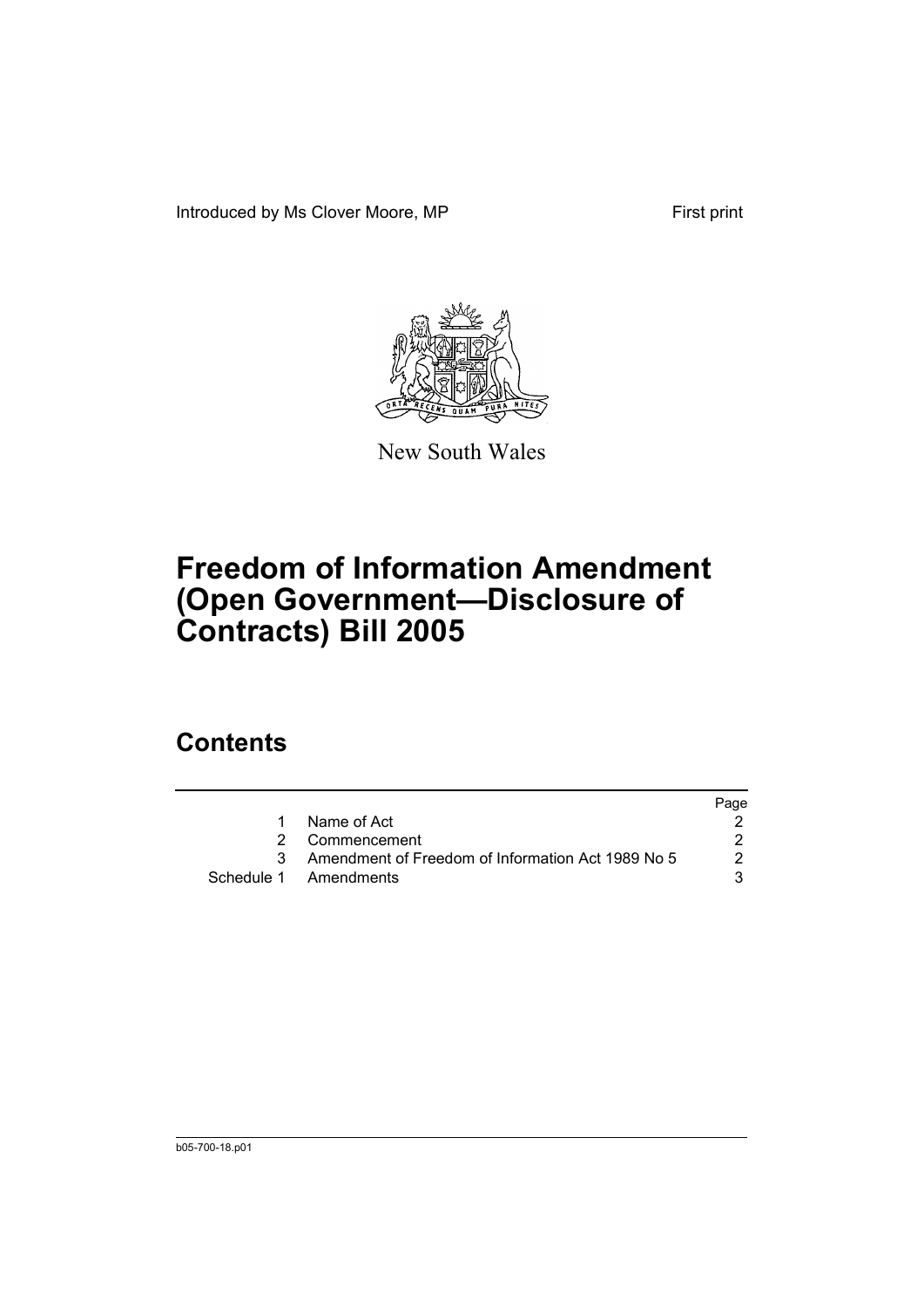Introduced by Ms Clover Moore, MP First print

New South Wales

# Freedom of Information Amendment (Open Government—Disclosure of Contracts) Bill 2005

## Contents

| | | Page |
|---|---|---|
| 1 | Name of Act | 2 |
| 2 | Commencement | 2 |
| 3 | Amendment of Freedom of Information Act 1989 No 5 | 2 |
| Schedule 1 | Amendments | 3 |

b05-700-18.p01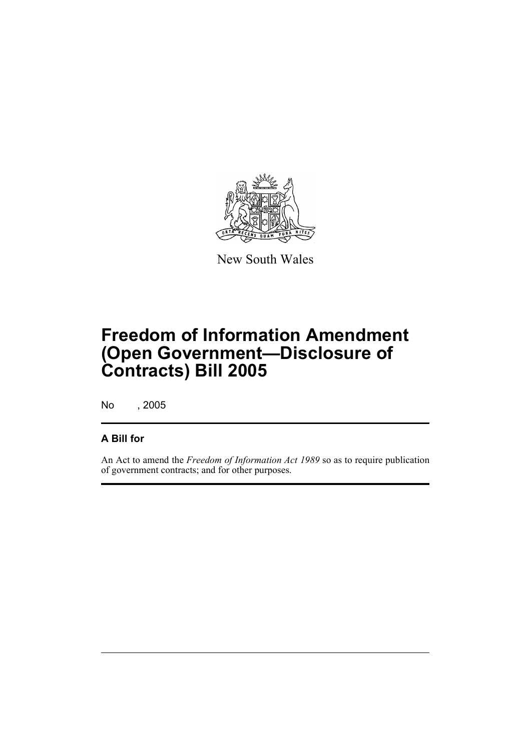New South Wales

# Freedom of Information Amendment (Open Government—Disclosure of Contracts) Bill 2005

No , 2005

## A Bill for

An Act to amend the *Freedom of Information Act 1989* so as to require publication of government contracts; and for other purposes.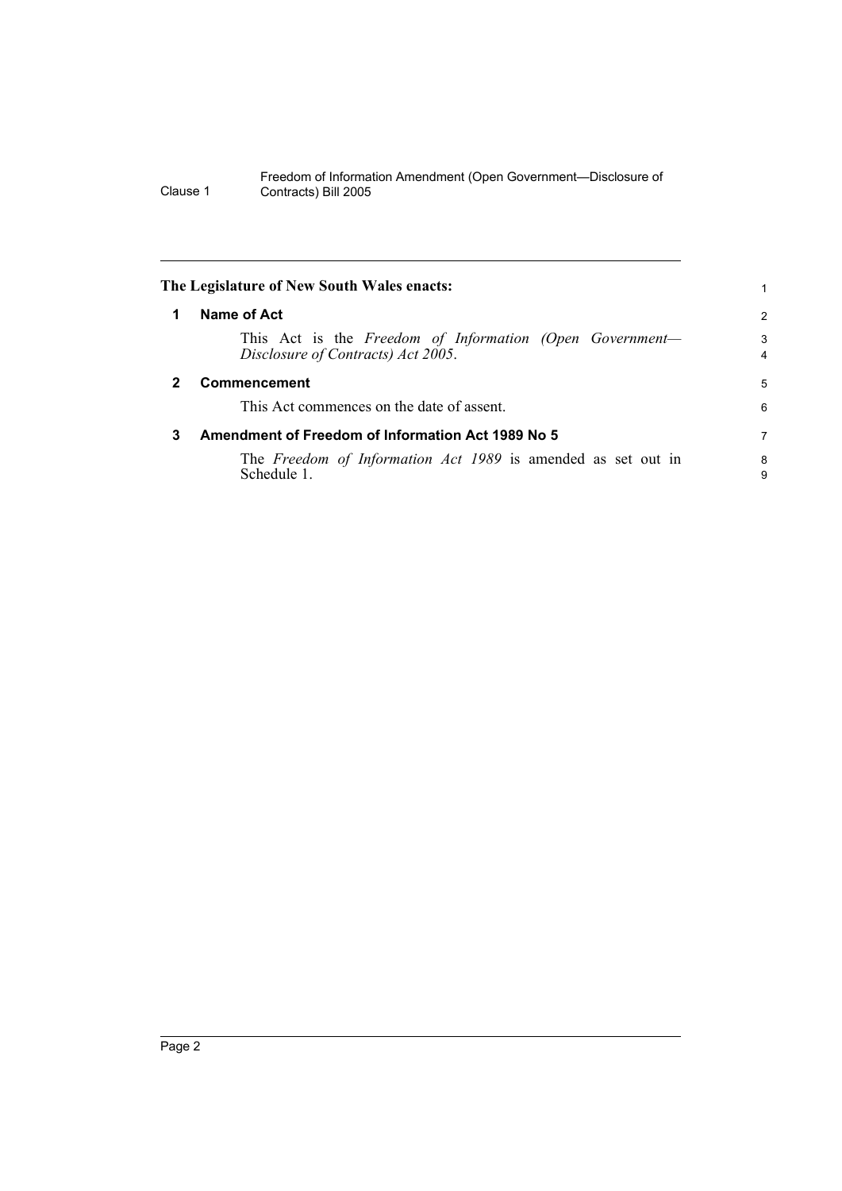**The Legislature of New South Wales enacts:**

## 1 Name of Act

This Act is the *Freedom of Information (Open Government—Disclosure of Contracts) Act 2005*.

## 2 Commencement

This Act commences on the date of assent.

## 3 Amendment of Freedom of Information Act 1989 No 5

The *Freedom of Information Act 1989* is amended as set out in Schedule 1.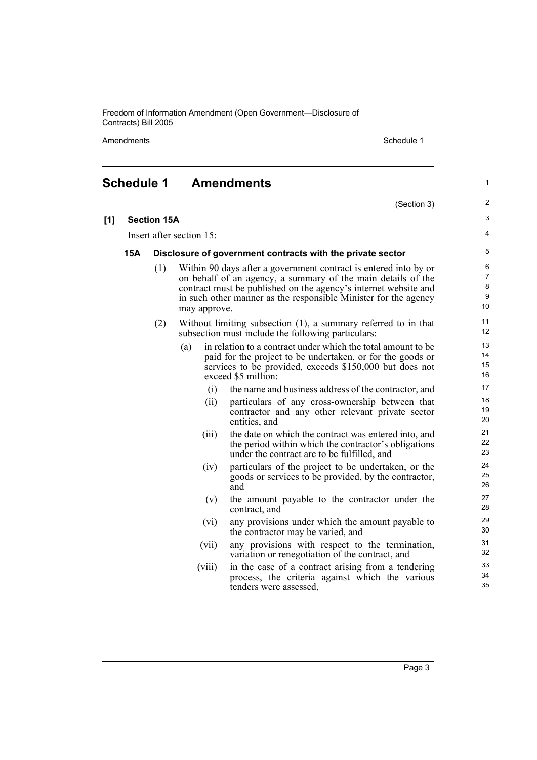# Schedule 1 Amendments

(Section 3)

## [1] Section 15A

Insert after section 15:

### 15A Disclosure of government contracts with the private sector

(1) Within 90 days after a government contract is entered into by or on behalf of an agency, a summary of the main details of the contract must be published on the agency's internet website and in such other manner as the responsible Minister for the agency may approve.

(2) Without limiting subsection (1), a summary referred to in that subsection must include the following particulars:

- (a) in relation to a contract under which the total amount to be paid for the project to be undertaken, or for the goods or services to be provided, exceeds $150,000 but does not exceed $5 million:
  - (i) the name and business address of the contractor, and
  - (ii) particulars of any cross-ownership between that contractor and any other relevant private sector entities, and
  - (iii) the date on which the contract was entered into, and the period within which the contractor's obligations under the contract are to be fulfilled, and
  - (iv) particulars of the project to be undertaken, or the goods or services to be provided, by the contractor, and
  - (v) the amount payable to the contractor under the contract, and
  - (vi) any provisions under which the amount payable to the contractor may be varied, and
  - (vii) any provisions with respect to the termination, variation or renegotiation of the contract, and
  - (viii) in the case of a contract arising from a tendering process, the criteria against which the various tenders were assessed,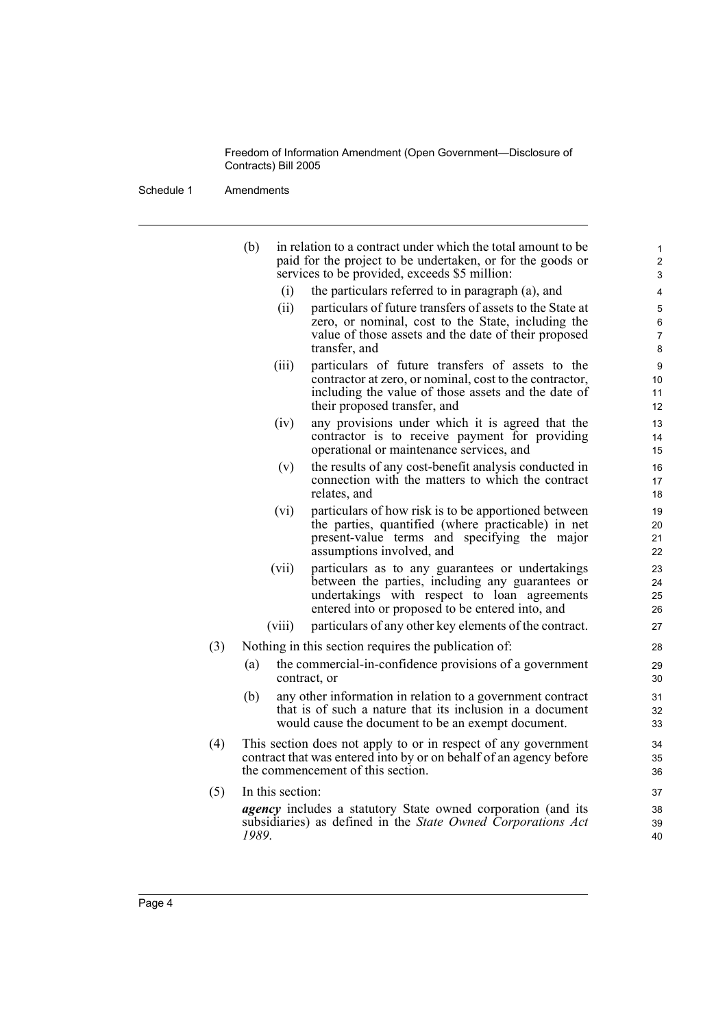(b) in relation to a contract under which the total amount to be paid for the project to be undertaken, or for the goods or services to be provided, exceeds $5 million:

   (i) the particulars referred to in paragraph (a), and

   (ii) particulars of future transfers of assets to the State at zero, or nominal, cost to the State, including the value of those assets and the date of their proposed transfer, and

   (iii) particulars of future transfers of assets to the contractor at zero, or nominal, cost to the contractor, including the value of those assets and the date of their proposed transfer, and

   (iv) any provisions under which it is agreed that the contractor is to receive payment for providing operational or maintenance services, and

   (v) the results of any cost-benefit analysis conducted in connection with the matters to which the contract relates, and

   (vi) particulars of how risk is to be apportioned between the parties, quantified (where practicable) in net present-value terms and specifying the major assumptions involved, and

   (vii) particulars as to any guarantees or undertakings between the parties, including any guarantees or undertakings with respect to loan agreements entered into or proposed to be entered into, and

   (viii) particulars of any other key elements of the contract.

(3) Nothing in this section requires the publication of:

   (a) the commercial-in-confidence provisions of a government contract, or

   (b) any other information in relation to a government contract that is of such a nature that its inclusion in a document would cause the document to be an exempt document.

(4) This section does not apply to or in respect of any government contract that was entered into by or on behalf of an agency before the commencement of this section.

(5) In this section:

***agency*** includes a statutory State owned corporation (and its subsidiaries) as defined in the *State Owned Corporations Act 1989*.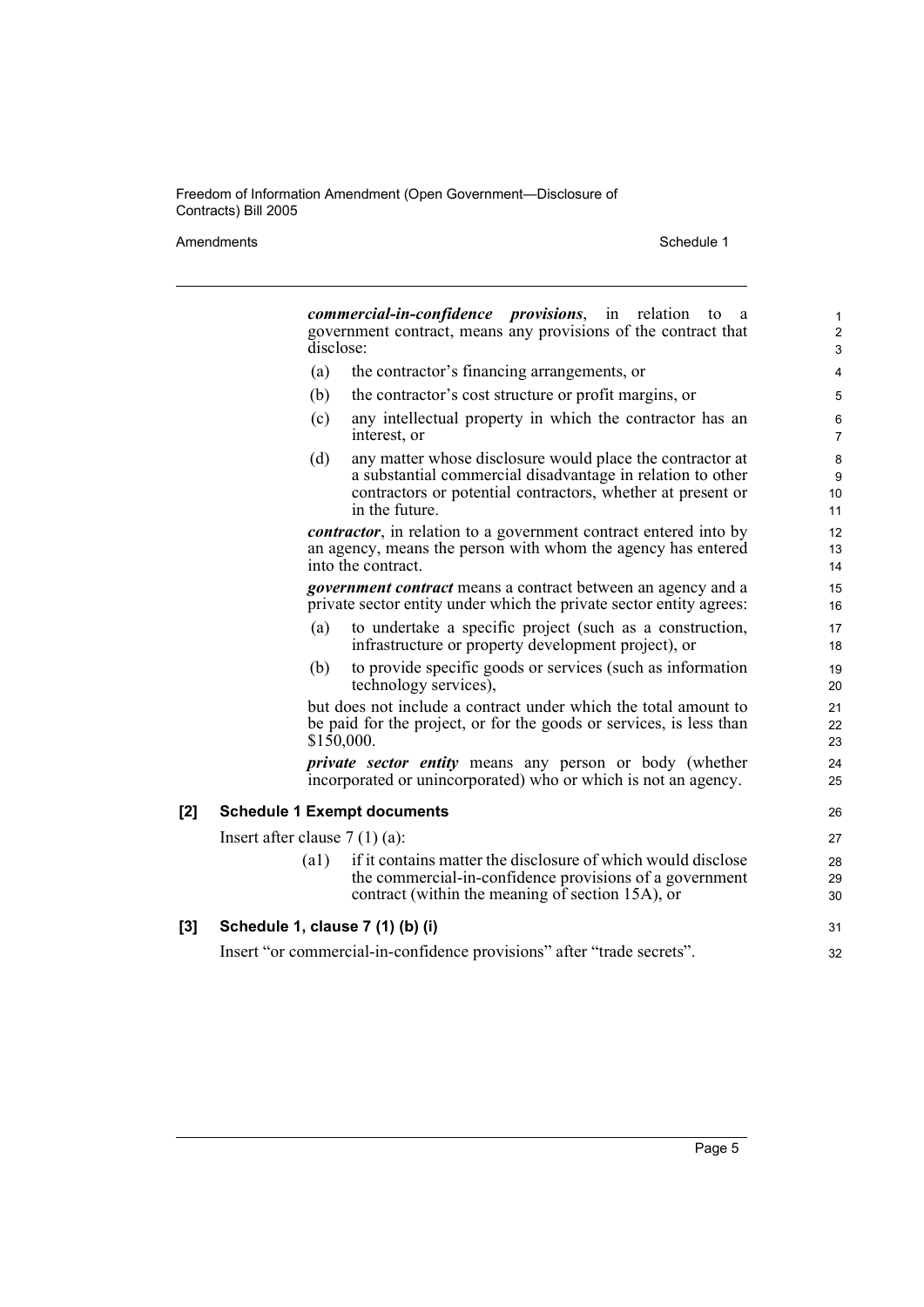***commercial-in-confidence provisions***, in relation to a government contract, means any provisions of the contract that disclose:

(a) the contractor's financing arrangements, or

(b) the contractor's cost structure or profit margins, or

(c) any intellectual property in which the contractor has an interest, or

(d) any matter whose disclosure would place the contractor at a substantial commercial disadvantage in relation to other contractors or potential contractors, whether at present or in the future.

***contractor***, in relation to a government contract entered into by an agency, means the person with whom the agency has entered into the contract.

***government contract*** means a contract between an agency and a private sector entity under which the private sector entity agrees:

(a) to undertake a specific project (such as a construction, infrastructure or property development project), or

(b) to provide specific goods or services (such as information technology services),

but does not include a contract under which the total amount to be paid for the project, or for the goods or services, is less than $150,000.

***private sector entity*** means any person or body (whether incorporated or unincorporated) who or which is not an agency.

**[2] Schedule 1 Exempt documents**

Insert after clause 7 (1) (a):

(a1) if it contains matter the disclosure of which would disclose the commercial-in-confidence provisions of a government contract (within the meaning of section 15A), or

**[3] Schedule 1, clause 7 (1) (b) (i)**

Insert "or commercial-in-confidence provisions" after "trade secrets".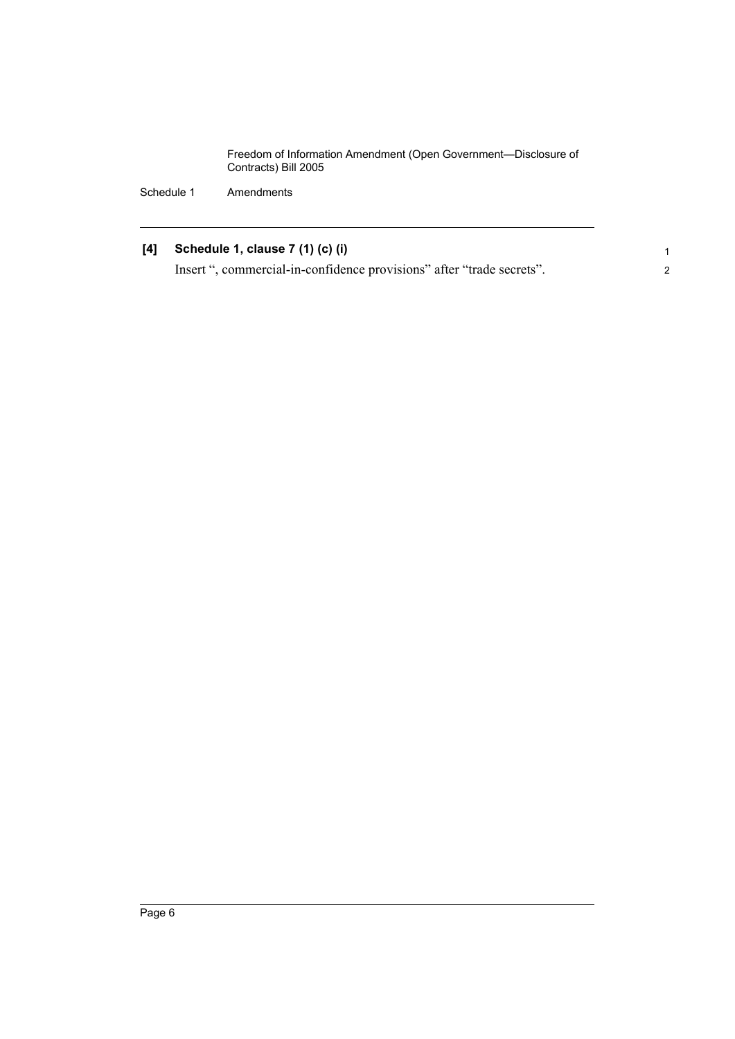**[4] Schedule 1, clause 7 (1) (c) (i)**

Insert ", commercial-in-confidence provisions" after "trade secrets".